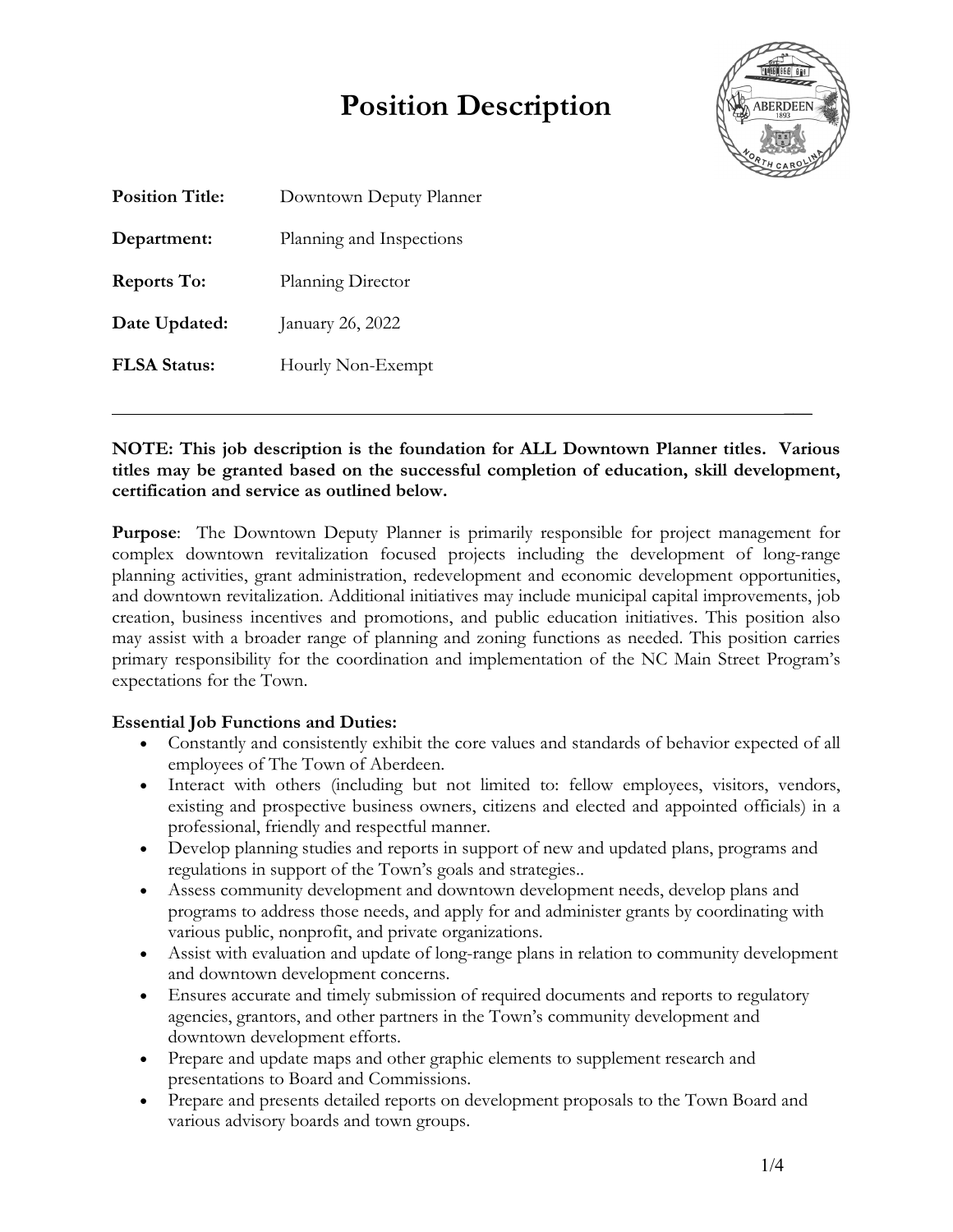# Position Description

**Position Title:** Downtown Deputy Planner

**Department:** Planning and Inspections

**Reports To:** Planning Director

**Date Updated:** January 26, 2022

**FLSA Status:** Hourly Non-Exempt

---

**NOTE: This job description is the foundation for ALL Downtown Planner titles. Various titles may be granted based on the successful completion of education, skill development, certification and service as outlined below.**

**Purpose**: The Downtown Deputy Planner is primarily responsible for project management for complex downtown revitalization focused projects including the development of long-range planning activities, grant administration, redevelopment and economic development opportunities, and downtown revitalization. Additional initiatives may include municipal capital improvements, job creation, business incentives and promotions, and public education initiatives. This position also may assist with a broader range of planning and zoning functions as needed. This position carries primary responsibility for the coordination and implementation of the NC Main Street Program's expectations for the Town.

**Essential Job Functions and Duties:**

- Constantly and consistently exhibit the core values and standards of behavior expected of all employees of The Town of Aberdeen.
- Interact with others (including but not limited to: fellow employees, visitors, vendors, existing and prospective business owners, citizens and elected and appointed officials) in a professional, friendly and respectful manner.
- Develop planning studies and reports in support of new and updated plans, programs and regulations in support of the Town's goals and strategies..
- Assess community development and downtown development needs, develop plans and programs to address those needs, and apply for and administer grants by coordinating with various public, nonprofit, and private organizations.
- Assist with evaluation and update of long-range plans in relation to community development and downtown development concerns.
- Ensures accurate and timely submission of required documents and reports to regulatory agencies, grantors, and other partners in the Town's community development and downtown development efforts.
- Prepare and update maps and other graphic elements to supplement research and presentations to Board and Commissions.
- Prepare and presents detailed reports on development proposals to the Town Board and various advisory boards and town groups.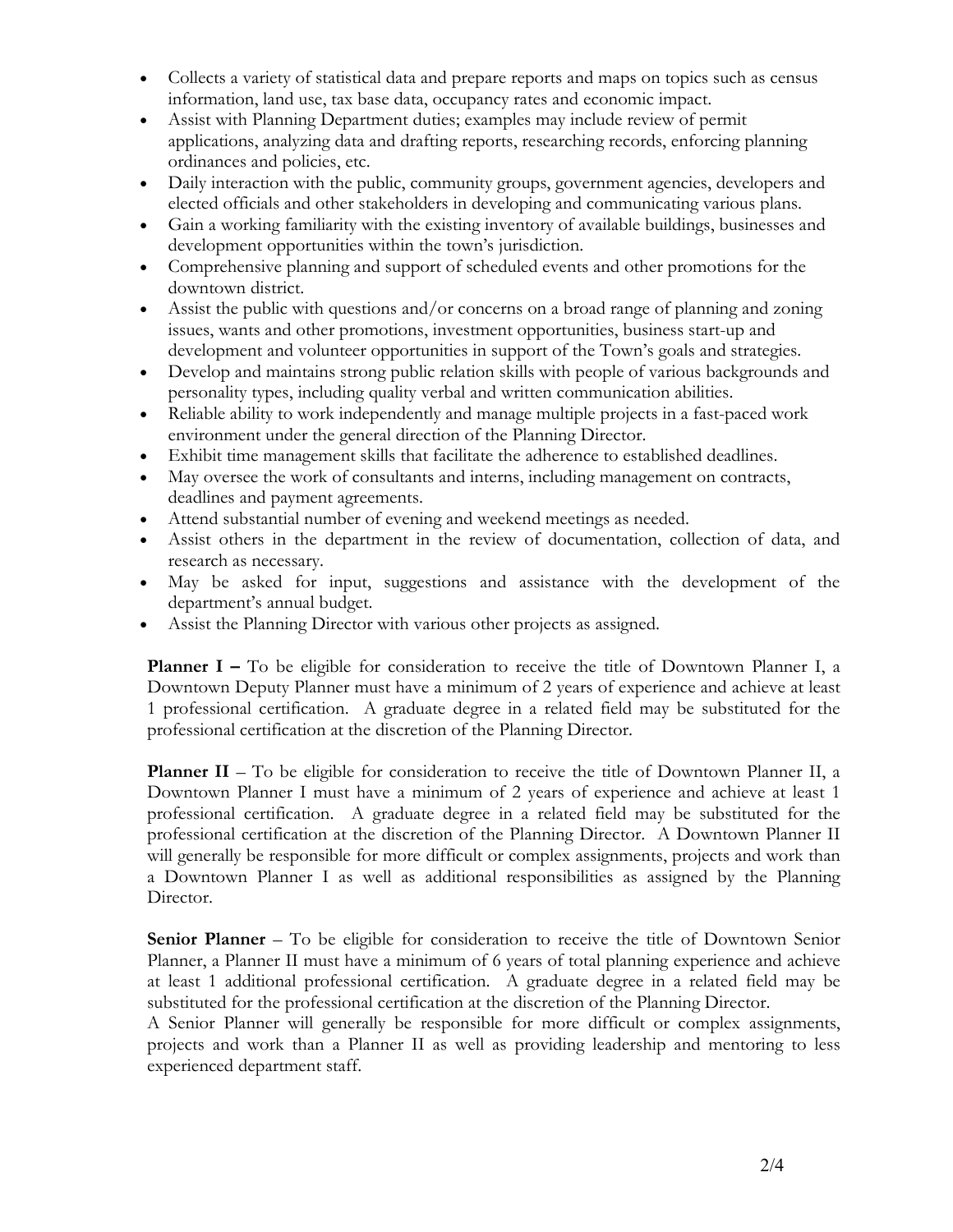- Collects a variety of statistical data and prepare reports and maps on topics such as census information, land use, tax base data, occupancy rates and economic impact.
- Assist with Planning Department duties; examples may include review of permit applications, analyzing data and drafting reports, researching records, enforcing planning ordinances and policies, etc.
- Daily interaction with the public, community groups, government agencies, developers and elected officials and other stakeholders in developing and communicating various plans.
- Gain a working familiarity with the existing inventory of available buildings, businesses and development opportunities within the town's jurisdiction.
- Comprehensive planning and support of scheduled events and other promotions for the downtown district.
- Assist the public with questions and/or concerns on a broad range of planning and zoning issues, wants and other promotions, investment opportunities, business start-up and development and volunteer opportunities in support of the Town's goals and strategies.
- Develop and maintains strong public relation skills with people of various backgrounds and personality types, including quality verbal and written communication abilities.
- Reliable ability to work independently and manage multiple projects in a fast-paced work environment under the general direction of the Planning Director.
- Exhibit time management skills that facilitate the adherence to established deadlines.
- May oversee the work of consultants and interns, including management on contracts, deadlines and payment agreements.
- Attend substantial number of evening and weekend meetings as needed.
- Assist others in the department in the review of documentation, collection of data, and research as necessary.
- May be asked for input, suggestions and assistance with the development of the department's annual budget.
- Assist the Planning Director with various other projects as assigned.

**Planner I –** To be eligible for consideration to receive the title of Downtown Planner I, a Downtown Deputy Planner must have a minimum of 2 years of experience and achieve at least 1 professional certification. A graduate degree in a related field may be substituted for the professional certification at the discretion of the Planning Director.

**Planner II** – To be eligible for consideration to receive the title of Downtown Planner II, a Downtown Planner I must have a minimum of 2 years of experience and achieve at least 1 professional certification. A graduate degree in a related field may be substituted for the professional certification at the discretion of the Planning Director. A Downtown Planner II will generally be responsible for more difficult or complex assignments, projects and work than a Downtown Planner I as well as additional responsibilities as assigned by the Planning Director.

**Senior Planner** – To be eligible for consideration to receive the title of Downtown Senior Planner, a Planner II must have a minimum of 6 years of total planning experience and achieve at least 1 additional professional certification. A graduate degree in a related field may be substituted for the professional certification at the discretion of the Planning Director.
A Senior Planner will generally be responsible for more difficult or complex assignments, projects and work than a Planner II as well as providing leadership and mentoring to less experienced department staff.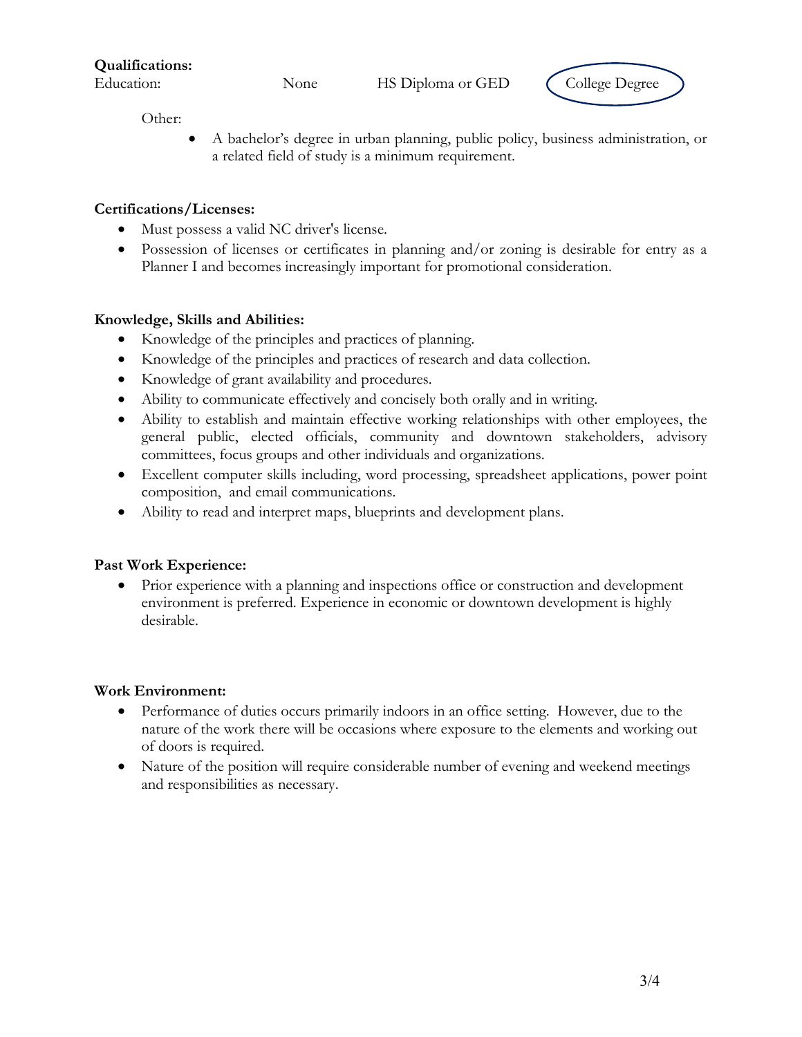**Qualifications:**

Education: None HS Diploma or GED **College Degree** (circled)

Other:

- A bachelor's degree in urban planning, public policy, business administration, or a related field of study is a minimum requirement.

**Certifications/Licenses:**

- Must possess a valid NC driver's license.
- Possession of licenses or certificates in planning and/or zoning is desirable for entry as a Planner I and becomes increasingly important for promotional consideration.

**Knowledge, Skills and Abilities:**

- Knowledge of the principles and practices of planning.
- Knowledge of the principles and practices of research and data collection.
- Knowledge of grant availability and procedures.
- Ability to communicate effectively and concisely both orally and in writing.
- Ability to establish and maintain effective working relationships with other employees, the general public, elected officials, community and downtown stakeholders, advisory committees, focus groups and other individuals and organizations.
- Excellent computer skills including, word processing, spreadsheet applications, power point composition, and email communications.
- Ability to read and interpret maps, blueprints and development plans.

**Past Work Experience:**

- Prior experience with a planning and inspections office or construction and development environment is preferred. Experience in economic or downtown development is highly desirable.

**Work Environment:**

- Performance of duties occurs primarily indoors in an office setting. However, due to the nature of the work there will be occasions where exposure to the elements and working out of doors is required.
- Nature of the position will require considerable number of evening and weekend meetings and responsibilities as necessary.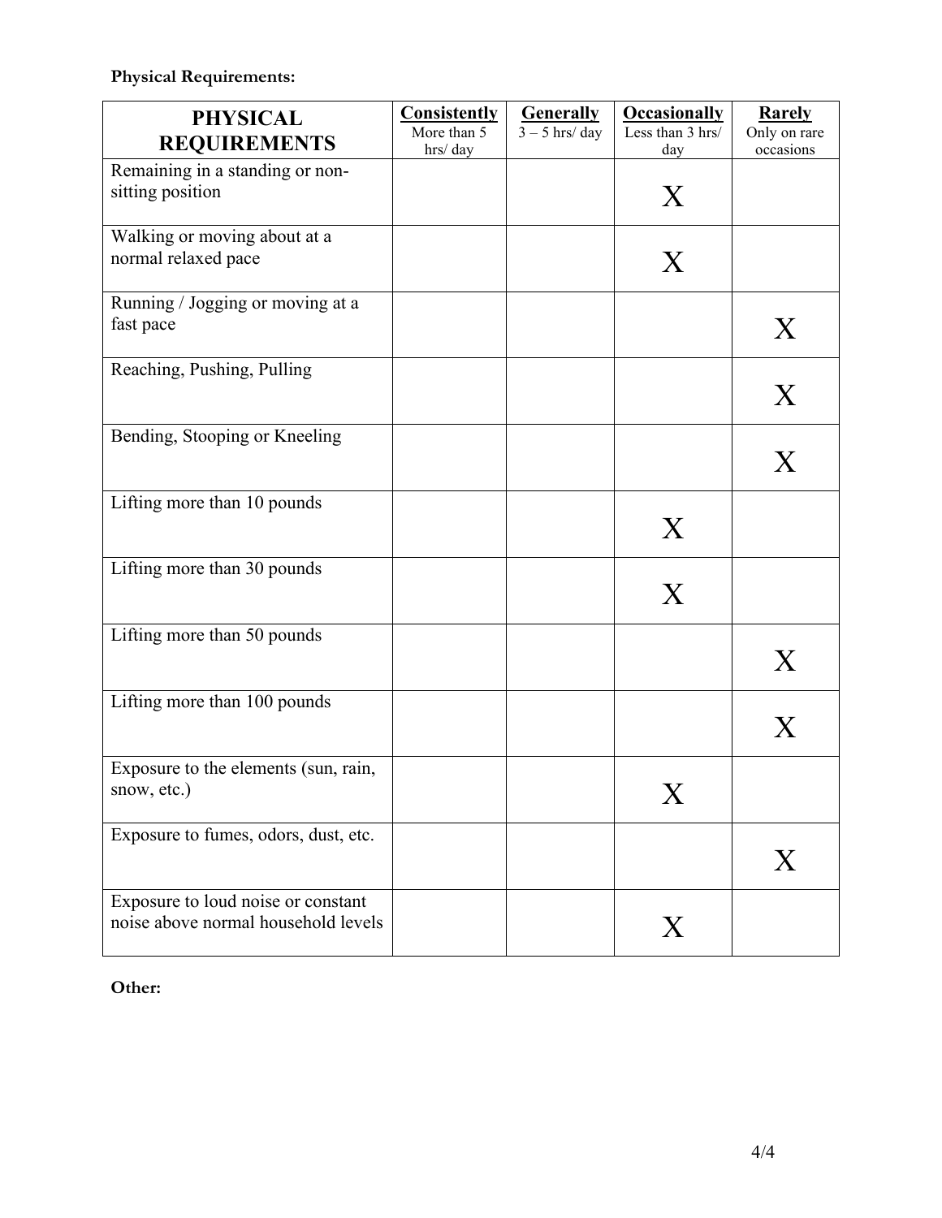**Physical Requirements:**

| PHYSICAL REQUIREMENTS | **Consistently** More than 5 hrs/ day | **Generally** 3 – 5 hrs/ day | **Occasionally** Less than 3 hrs/ day | **Rarely** Only on rare occasions |
|---|---|---|---|---|
| Remaining in a standing or non-sitting position | | | X | |
| Walking or moving about at a normal relaxed pace | | | X | |
| Running / Jogging or moving at a fast pace | | | | X |
| Reaching, Pushing, Pulling | | | | X |
| Bending, Stooping or Kneeling | | | | X |
| Lifting more than 10 pounds | | | X | |
| Lifting more than 30 pounds | | | X | |
| Lifting more than 50 pounds | | | | X |
| Lifting more than 100 pounds | | | | X |
| Exposure to the elements (sun, rain, snow, etc.) | | | X | |
| Exposure to fumes, odors, dust, etc. | | | | X |
| Exposure to loud noise or constant noise above normal household levels | | | X | |

**Other:**